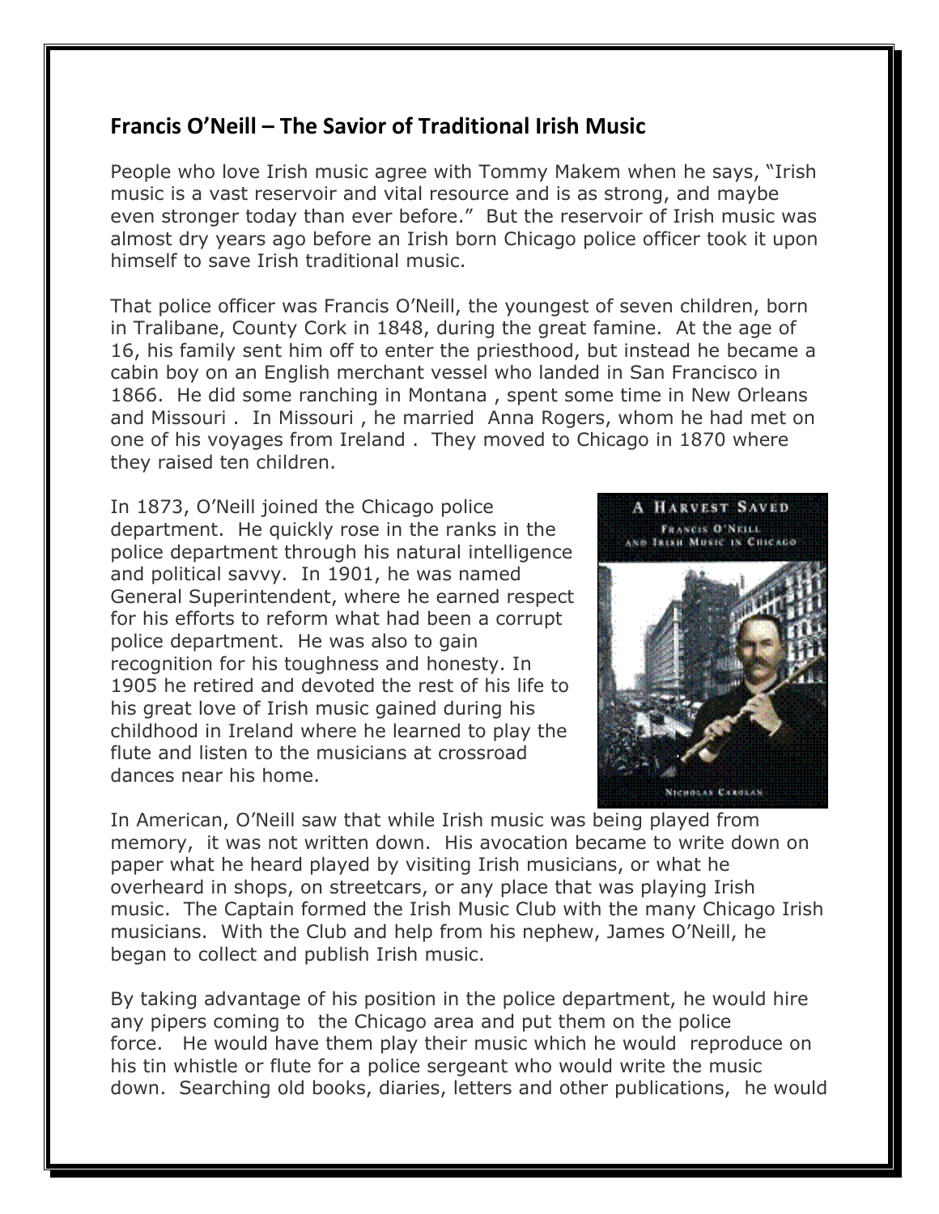## Francis O'Neill – The Savior of Traditional Irish Music

People who love Irish music agree with Tommy Makem when he says, "Irish music is a vast reservoir and vital resource and is as strong, and maybe even stronger today than ever before." But the reservoir of Irish music was almost dry years ago before an Irish born Chicago police officer took it upon himself to save Irish traditional music.

That police officer was Francis O'Neill, the youngest of seven children, born in Tralibane, County Cork in 1848, during the great famine. At the age of 16, his family sent him off to enter the priesthood, but instead he became a cabin boy on an English merchant vessel who landed in San Francisco in 1866. He did some ranching in Montana , spent some time in New Orleans and Missouri . In Missouri , he married Anna Rogers, whom he had met on one of his voyages from Ireland . They moved to Chicago in 1870 where they raised ten children.

In 1873, O'Neill joined the Chicago police department. He quickly rose in the ranks in the police department through his natural intelligence and political savvy. In 1901, he was named General Superintendent, where he earned respect for his efforts to reform what had been a corrupt police department. He was also to gain recognition for his toughness and honesty. In 1905 he retired and devoted the rest of his life to his great love of Irish music gained during his childhood in Ireland where he learned to play the flute and listen to the musicians at crossroad dances near his home.

In American, O'Neill saw that while Irish music was being played from memory, it was not written down. His avocation became to write down on paper what he heard played by visiting Irish musicians, or what he overheard in shops, on streetcars, or any place that was playing Irish music. The Captain formed the Irish Music Club with the many Chicago Irish musicians. With the Club and help from his nephew, James O'Neill, he began to collect and publish Irish music.

By taking advantage of his position in the police department, he would hire any pipers coming to the Chicago area and put them on the police force. He would have them play their music which he would reproduce on his tin whistle or flute for a police sergeant who would write the music down. Searching old books, diaries, letters and other publications, he would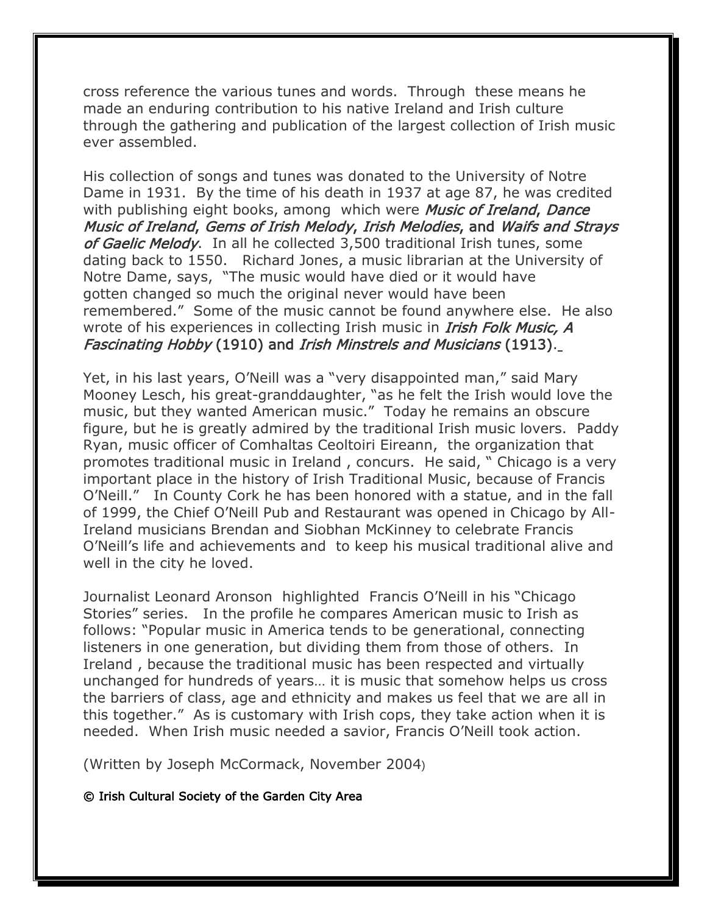cross reference the various tunes and words. Through these means he made an enduring contribution to his native Ireland and Irish culture through the gathering and publication of the largest collection of Irish music ever assembled.

His collection of songs and tunes was donated to the University of Notre Dame in 1931. By the time of his death in 1937 at age 87, he was credited with publishing eight books, among which were *Music of Ireland*, *Dance Music of Ireland*, *Gems of Irish Melody*, *Irish Melodies*, and *Waifs and Strays of Gaelic Melody*. In all he collected 3,500 traditional Irish tunes, some dating back to 1550. Richard Jones, a music librarian at the University of Notre Dame, says, "The music would have died or it would have gotten changed so much the original never would have been remembered." Some of the music cannot be found anywhere else. He also wrote of his experiences in collecting Irish music in *Irish Folk Music, A Fascinating Hobby* (1910) and *Irish Minstrels and Musicians* (1913).

Yet, in his last years, O'Neill was a "very disappointed man," said Mary Mooney Lesch, his great-granddaughter, "as he felt the Irish would love the music, but they wanted American music." Today he remains an obscure figure, but he is greatly admired by the traditional Irish music lovers. Paddy Ryan, music officer of Comhaltas Ceoltoiri Eireann, the organization that promotes traditional music in Ireland , concurs. He said, " Chicago is a very important place in the history of Irish Traditional Music, because of Francis O'Neill." In County Cork he has been honored with a statue, and in the fall of 1999, the Chief O'Neill Pub and Restaurant was opened in Chicago by All-Ireland musicians Brendan and Siobhan McKinney to celebrate Francis O'Neill's life and achievements and to keep his musical traditional alive and well in the city he loved.

Journalist Leonard Aronson highlighted Francis O'Neill in his "Chicago Stories" series. In the profile he compares American music to Irish as follows: "Popular music in America tends to be generational, connecting listeners in one generation, but dividing them from those of others. In Ireland , because the traditional music has been respected and virtually unchanged for hundreds of years… it is music that somehow helps us cross the barriers of class, age and ethnicity and makes us feel that we are all in this together." As is customary with Irish cops, they take action when it is needed. When Irish music needed a savior, Francis O'Neill took action.

(Written by Joseph McCormack, November 2004)

**© Irish Cultural Society of the Garden City Area**